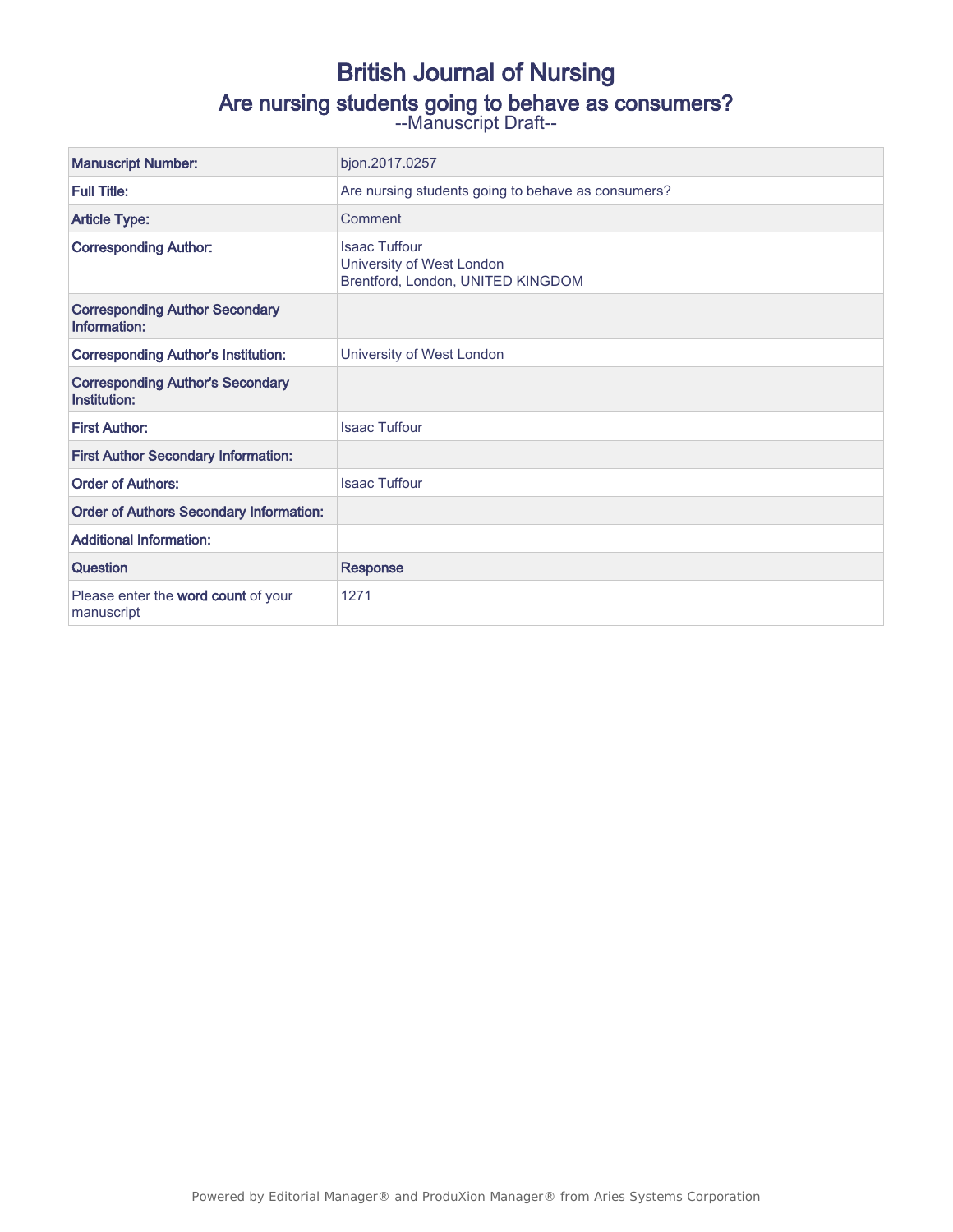# British Journal of Nursing

## Are nursing students going to behave as consumers?

--Manuscript Draft--

| | |
|---|---|
| **Manuscript Number:** | bjon.2017.0257 |
| **Full Title:** | Are nursing students going to behave as consumers? |
| **Article Type:** | Comment |
| **Corresponding Author:** | Isaac Tuffour<br>University of West London<br>Brentford, London, UNITED KINGDOM |
| **Corresponding Author Secondary Information:** | |
| **Corresponding Author's Institution:** | University of West London |
| **Corresponding Author's Secondary Institution:** | |
| **First Author:** | Isaac Tuffour |
| **First Author Secondary Information:** | |
| **Order of Authors:** | Isaac Tuffour |
| **Order of Authors Secondary Information:** | |
| **Additional Information:** | |
| **Question** | **Response** |
| Please enter the **word count** of your manuscript | 1271 |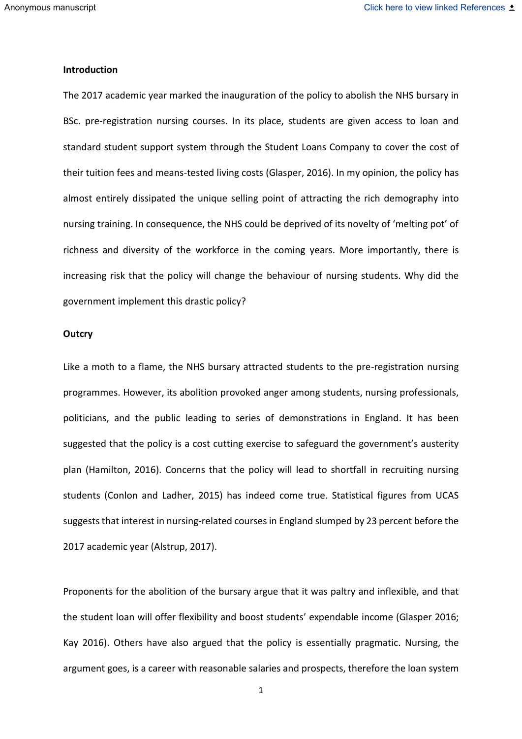**Introduction**

The 2017 academic year marked the inauguration of the policy to abolish the NHS bursary in BSc. pre-registration nursing courses. In its place, students are given access to loan and standard student support system through the Student Loans Company to cover the cost of their tuition fees and means-tested living costs (Glasper, 2016). In my opinion, the policy has almost entirely dissipated the unique selling point of attracting the rich demography into nursing training. In consequence, the NHS could be deprived of its novelty of 'melting pot' of richness and diversity of the workforce in the coming years. More importantly, there is increasing risk that the policy will change the behaviour of nursing students. Why did the government implement this drastic policy?

**Outcry**

Like a moth to a flame, the NHS bursary attracted students to the pre-registration nursing programmes. However, its abolition provoked anger among students, nursing professionals, politicians, and the public leading to series of demonstrations in England. It has been suggested that the policy is a cost cutting exercise to safeguard the government's austerity plan (Hamilton, 2016). Concerns that the policy will lead to shortfall in recruiting nursing students (Conlon and Ladher, 2015) has indeed come true. Statistical figures from UCAS suggests that interest in nursing-related courses in England slumped by 23 percent before the 2017 academic year (Alstrup, 2017).

Proponents for the abolition of the bursary argue that it was paltry and inflexible, and that the student loan will offer flexibility and boost students' expendable income (Glasper 2016; Kay 2016). Others have also argued that the policy is essentially pragmatic. Nursing, the argument goes, is a career with reasonable salaries and prospects, therefore the loan system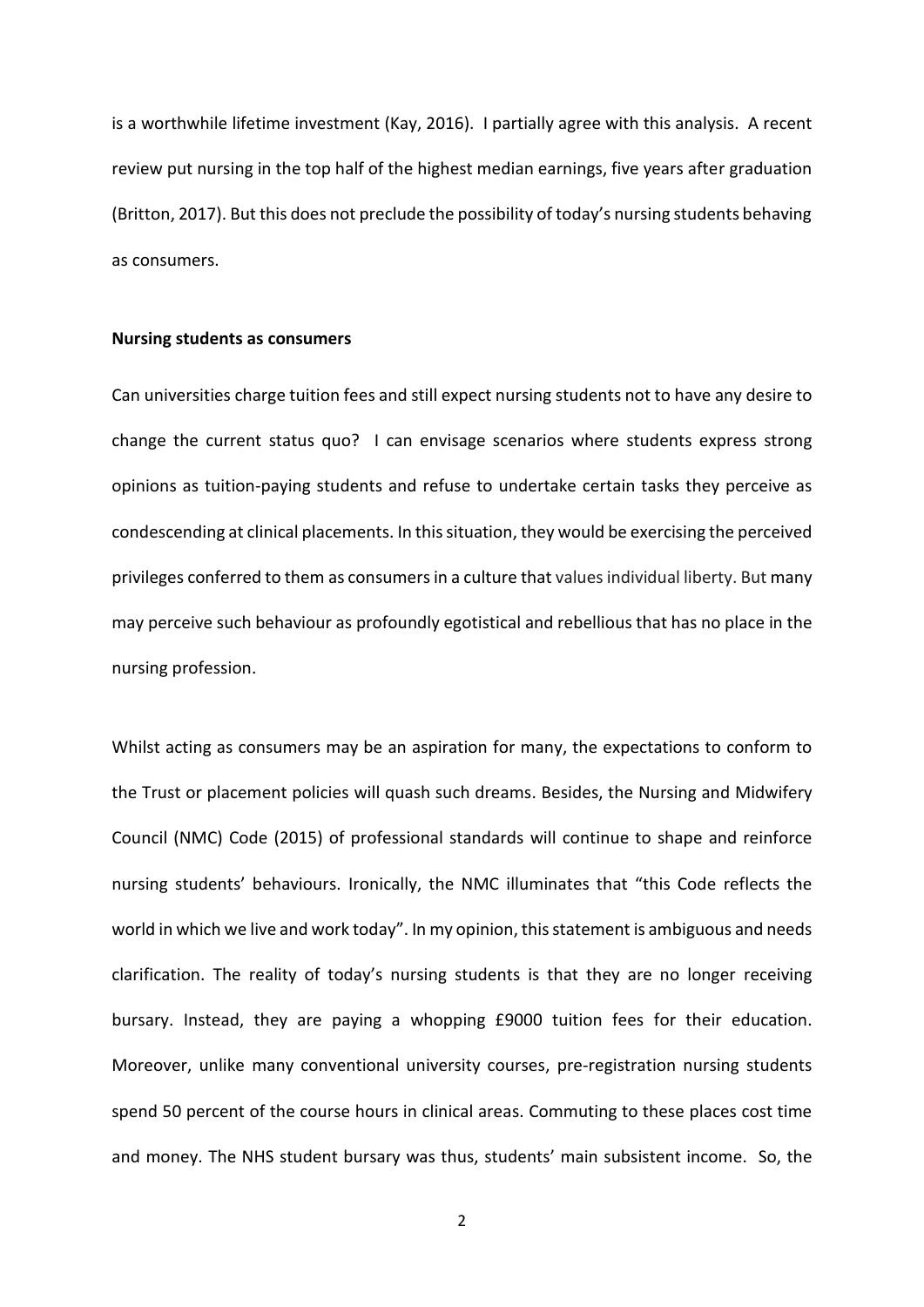is a worthwhile lifetime investment (Kay, 2016). I partially agree with this analysis. A recent review put nursing in the top half of the highest median earnings, five years after graduation (Britton, 2017). But this does not preclude the possibility of today's nursing students behaving as consumers.

**Nursing students as consumers**

Can universities charge tuition fees and still expect nursing students not to have any desire to change the current status quo? I can envisage scenarios where students express strong opinions as tuition-paying students and refuse to undertake certain tasks they perceive as condescending at clinical placements. In this situation, they would be exercising the perceived privileges conferred to them as consumers in a culture that values individual liberty. But many may perceive such behaviour as profoundly egotistical and rebellious that has no place in the nursing profession.

Whilst acting as consumers may be an aspiration for many, the expectations to conform to the Trust or placement policies will quash such dreams. Besides, the Nursing and Midwifery Council (NMC) Code (2015) of professional standards will continue to shape and reinforce nursing students' behaviours. Ironically, the NMC illuminates that "this Code reflects the world in which we live and work today". In my opinion, this statement is ambiguous and needs clarification. The reality of today's nursing students is that they are no longer receiving bursary. Instead, they are paying a whopping £9000 tuition fees for their education. Moreover, unlike many conventional university courses, pre-registration nursing students spend 50 percent of the course hours in clinical areas. Commuting to these places cost time and money. The NHS student bursary was thus, students' main subsistent income. So, the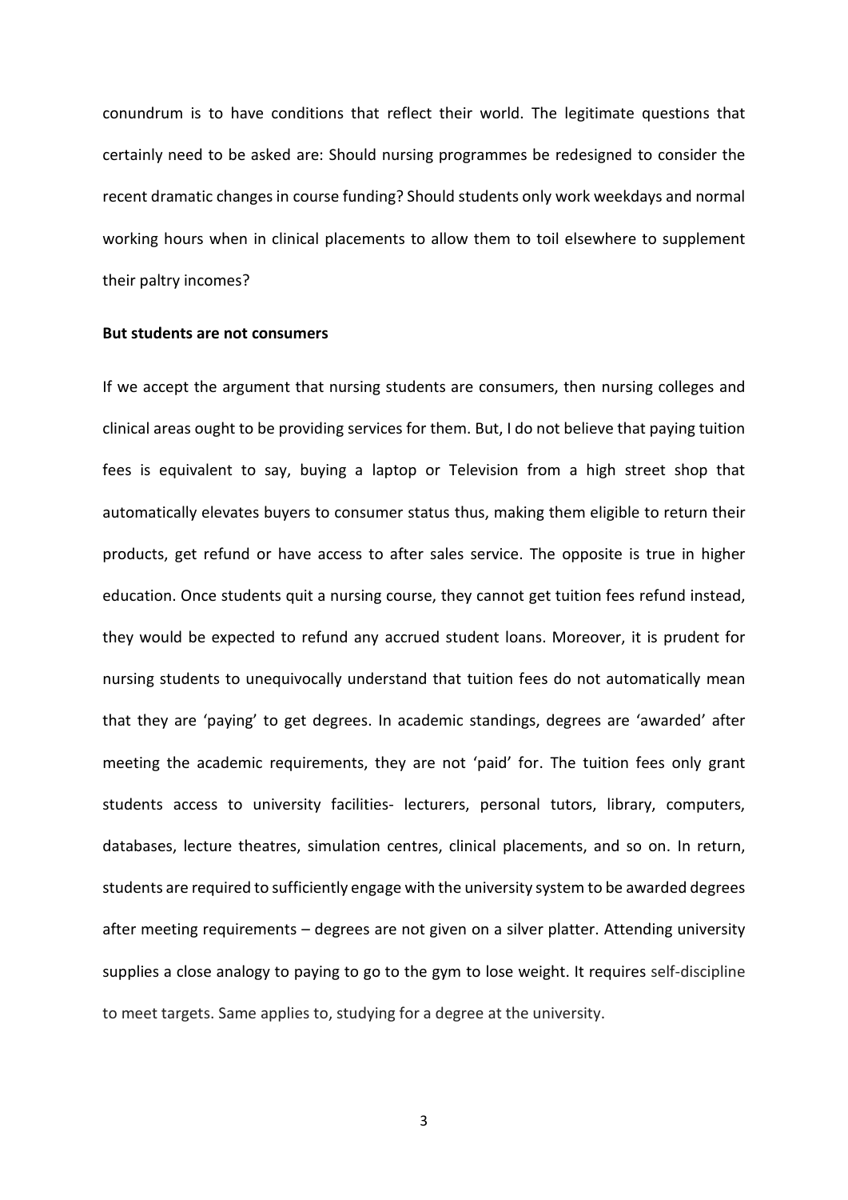conundrum is to have conditions that reflect their world. The legitimate questions that certainly need to be asked are: Should nursing programmes be redesigned to consider the recent dramatic changes in course funding? Should students only work weekdays and normal working hours when in clinical placements to allow them to toil elsewhere to supplement their paltry incomes?

**But students are not consumers**

If we accept the argument that nursing students are consumers, then nursing colleges and clinical areas ought to be providing services for them. But, I do not believe that paying tuition fees is equivalent to say, buying a laptop or Television from a high street shop that automatically elevates buyers to consumer status thus, making them eligible to return their products, get refund or have access to after sales service. The opposite is true in higher education. Once students quit a nursing course, they cannot get tuition fees refund instead, they would be expected to refund any accrued student loans. Moreover, it is prudent for nursing students to unequivocally understand that tuition fees do not automatically mean that they are 'paying' to get degrees. In academic standings, degrees are 'awarded' after meeting the academic requirements, they are not 'paid' for. The tuition fees only grant students access to university facilities- lecturers, personal tutors, library, computers, databases, lecture theatres, simulation centres, clinical placements, and so on. In return, students are required to sufficiently engage with the university system to be awarded degrees after meeting requirements – degrees are not given on a silver platter. Attending university supplies a close analogy to paying to go to the gym to lose weight. It requires self-discipline to meet targets. Same applies to, studying for a degree at the university.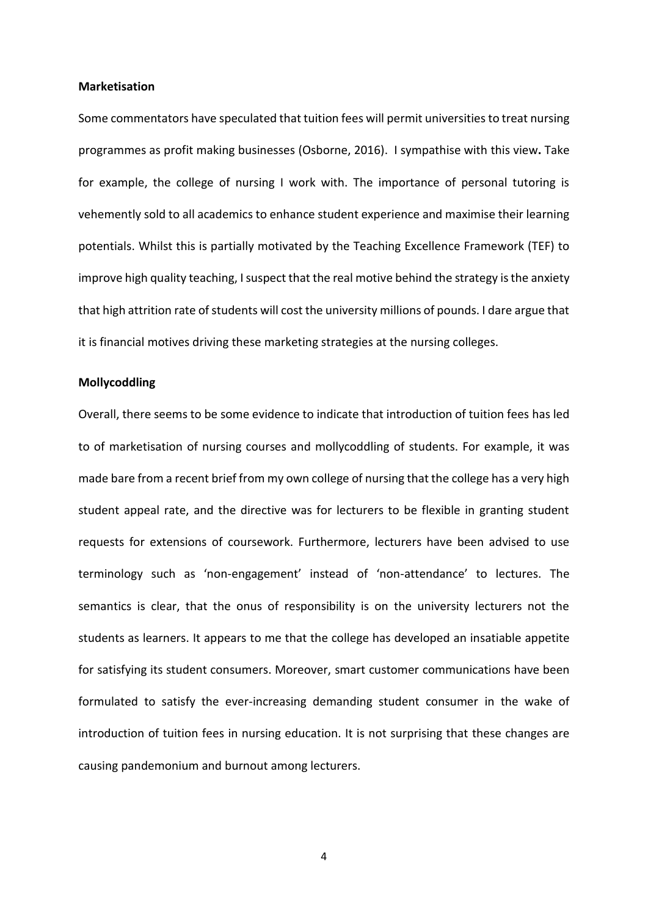**Marketisation**

Some commentators have speculated that tuition fees will permit universities to treat nursing programmes as profit making businesses (Osborne, 2016). I sympathise with this view**.** Take for example, the college of nursing I work with. The importance of personal tutoring is vehemently sold to all academics to enhance student experience and maximise their learning potentials. Whilst this is partially motivated by the Teaching Excellence Framework (TEF) to improve high quality teaching, I suspect that the real motive behind the strategy is the anxiety that high attrition rate of students will cost the university millions of pounds. I dare argue that it is financial motives driving these marketing strategies at the nursing colleges.

**Mollycoddling**

Overall, there seems to be some evidence to indicate that introduction of tuition fees has led to of marketisation of nursing courses and mollycoddling of students. For example, it was made bare from a recent brief from my own college of nursing that the college has a very high student appeal rate, and the directive was for lecturers to be flexible in granting student requests for extensions of coursework. Furthermore, lecturers have been advised to use terminology such as 'non-engagement' instead of 'non-attendance' to lectures. The semantics is clear, that the onus of responsibility is on the university lecturers not the students as learners. It appears to me that the college has developed an insatiable appetite for satisfying its student consumers. Moreover, smart customer communications have been formulated to satisfy the ever-increasing demanding student consumer in the wake of introduction of tuition fees in nursing education. It is not surprising that these changes are causing pandemonium and burnout among lecturers.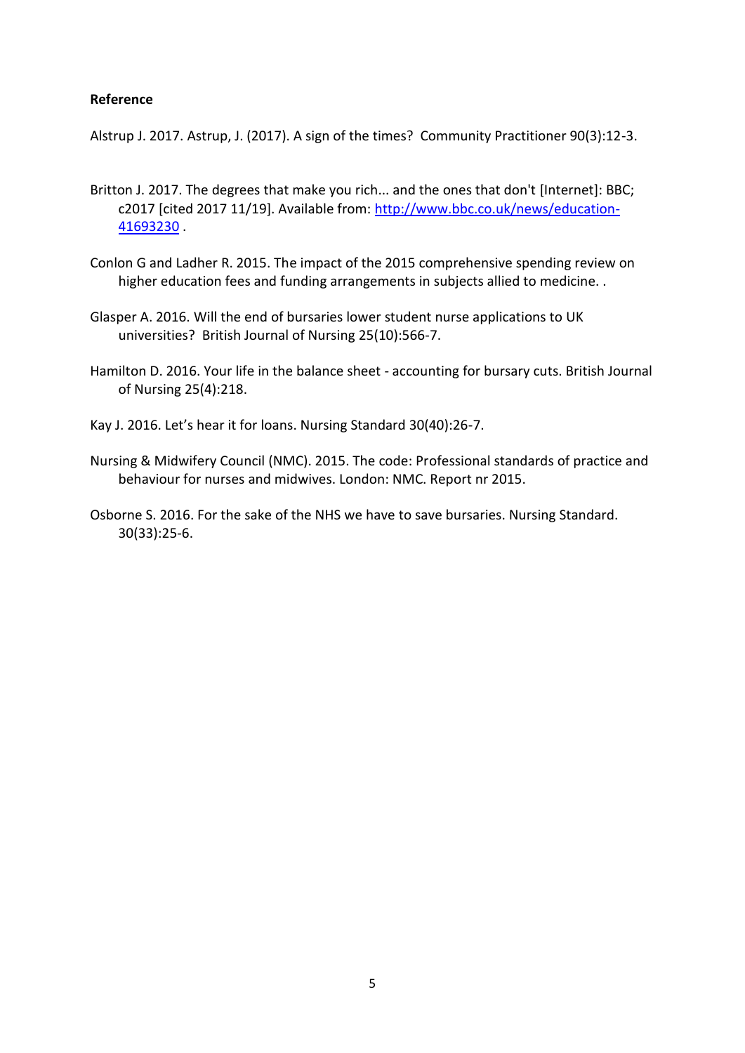**Reference**

Alstrup J. 2017. Astrup, J. (2017). A sign of the times? Community Practitioner 90(3):12-3.

Britton J. 2017. The degrees that make you rich... and the ones that don't [Internet]: BBC; c2017 [cited 2017 11/19]. Available from: http://www.bbc.co.uk/news/education-41693230 .

Conlon G and Ladher R. 2015. The impact of the 2015 comprehensive spending review on higher education fees and funding arrangements in subjects allied to medicine. .

Glasper A. 2016. Will the end of bursaries lower student nurse applications to UK universities? British Journal of Nursing 25(10):566-7.

Hamilton D. 2016. Your life in the balance sheet - accounting for bursary cuts. British Journal of Nursing 25(4):218.

Kay J. 2016. Let's hear it for loans. Nursing Standard 30(40):26-7.

Nursing & Midwifery Council (NMC). 2015. The code: Professional standards of practice and behaviour for nurses and midwives. London: NMC. Report nr 2015.

Osborne S. 2016. For the sake of the NHS we have to save bursaries. Nursing Standard. 30(33):25-6.